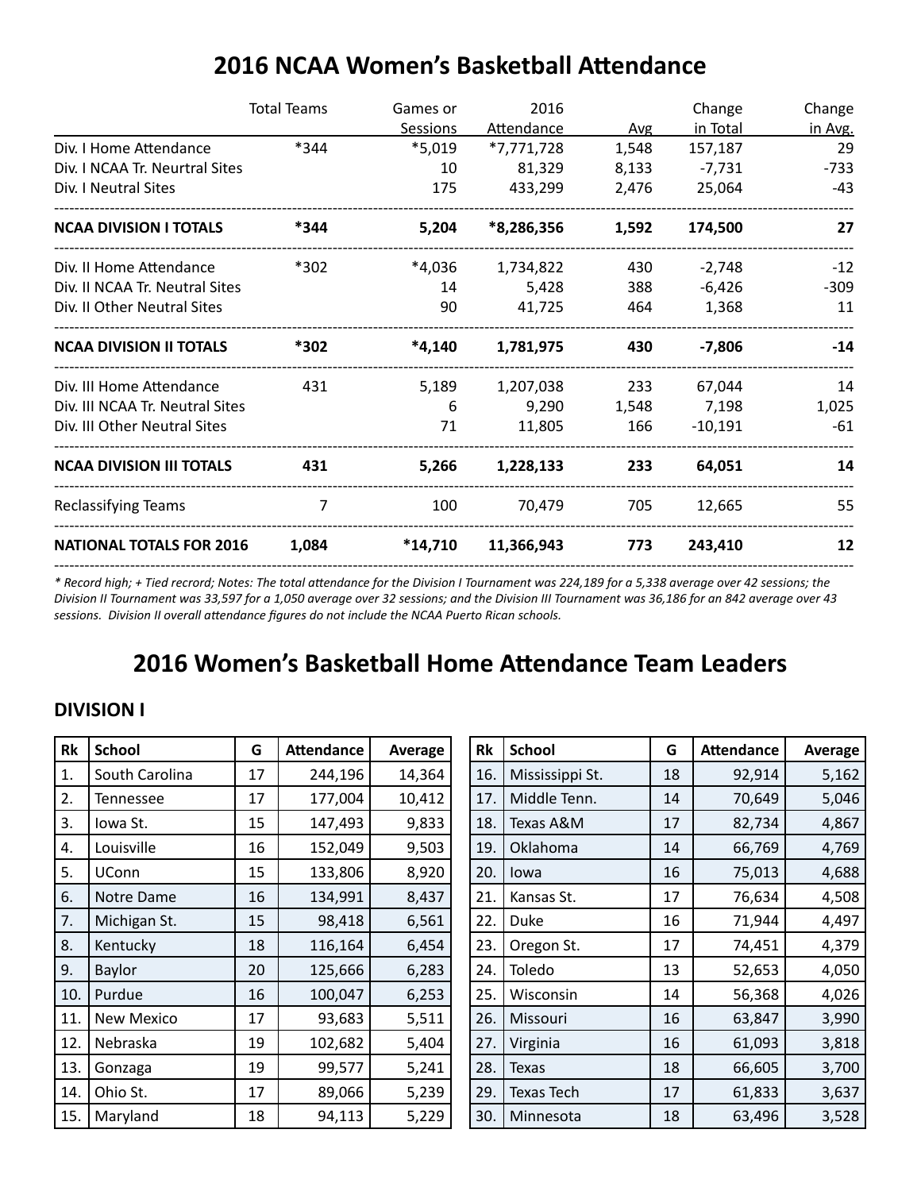# 2016 NCAA Women's Basketball Attendance

| | Total Teams | Games or Sessions | 2016 Attendance | Avg | Change in Total | Change in Avg. |
|---|---|---|---|---|---|---|
| Div. I Home Attendance | *344 | *5,019 | *7,771,728 | 1,548 | 157,187 | 29 |
| Div. I NCAA Tr. Neurtral Sites | | 10 | 81,329 | 8,133 | -7,731 | -733 |
| Div. I Neutral Sites | | 175 | 433,299 | 2,476 | 25,064 | -43 |
| **NCAA DIVISION I TOTALS** | ***344** | **5,204** | ***8,286,356** | **1,592** | **174,500** | **27** |
| Div. II Home Attendance | *302 | *4,036 | 1,734,822 | 430 | -2,748 | -12 |
| Div. II NCAA Tr. Neutral Sites | | 14 | 5,428 | 388 | -6,426 | -309 |
| Div. II Other Neutral Sites | | 90 | 41,725 | 464 | 1,368 | 11 |
| **NCAA DIVISION II TOTALS** | ***302** | ***4,140** | **1,781,975** | **430** | **-7,806** | **-14** |
| Div. III Home Attendance | 431 | 5,189 | 1,207,038 | 233 | 67,044 | 14 |
| Div. III NCAA Tr. Neutral Sites | | 6 | 9,290 | 1,548 | 7,198 | 1,025 |
| Div. III Other Neutral Sites | | 71 | 11,805 | 166 | -10,191 | -61 |
| **NCAA DIVISION III TOTALS** | **431** | **5,266** | **1,228,133** | **233** | **64,051** | **14** |
| Reclassifying Teams | 7 | 100 | 70,479 | 705 | 12,665 | 55 |
| **NATIONAL TOTALS FOR 2016** | **1,084** | ***14,710** | **11,366,943** | **773** | **243,410** | **12** |

*\* Record high; + Tied record; Notes: The total attendance for the Division I Tournament was 224,189 for a 5,338 average over 42 sessions; the Division II Tournament was 33,597 for a 1,050 average over 32 sessions; and the Division III Tournament was 36,186 for an 842 average over 43 sessions. Division II overall attendance figures do not include the NCAA Puerto Rican schools.*

# 2016 Women's Basketball Home Attendance Team Leaders

## DIVISION I

| Rk | School | G | Attendance | Average |
|---|---|---|---|---|
| 1. | South Carolina | 17 | 244,196 | 14,364 |
| 2. | Tennessee | 17 | 177,004 | 10,412 |
| 3. | Iowa St. | 15 | 147,493 | 9,833 |
| 4. | Louisville | 16 | 152,049 | 9,503 |
| 5. | UConn | 15 | 133,806 | 8,920 |
| 6. | Notre Dame | 16 | 134,991 | 8,437 |
| 7. | Michigan St. | 15 | 98,418 | 6,561 |
| 8. | Kentucky | 18 | 116,164 | 6,454 |
| 9. | Baylor | 20 | 125,666 | 6,283 |
| 10. | Purdue | 16 | 100,047 | 6,253 |
| 11. | New Mexico | 17 | 93,683 | 5,511 |
| 12. | Nebraska | 19 | 102,682 | 5,404 |
| 13. | Gonzaga | 19 | 99,577 | 5,241 |
| 14. | Ohio St. | 17 | 89,066 | 5,239 |
| 15. | Maryland | 18 | 94,113 | 5,229 |
| 16. | Mississippi St. | 18 | 92,914 | 5,162 |
| 17. | Middle Tenn. | 14 | 70,649 | 5,046 |
| 18. | Texas A&M | 17 | 82,734 | 4,867 |
| 19. | Oklahoma | 14 | 66,769 | 4,769 |
| 20. | Iowa | 16 | 75,013 | 4,688 |
| 21. | Kansas St. | 17 | 76,634 | 4,508 |
| 22. | Duke | 16 | 71,944 | 4,497 |
| 23. | Oregon St. | 17 | 74,451 | 4,379 |
| 24. | Toledo | 13 | 52,653 | 4,050 |
| 25. | Wisconsin | 14 | 56,368 | 4,026 |
| 26. | Missouri | 16 | 63,847 | 3,990 |
| 27. | Virginia | 16 | 61,093 | 3,818 |
| 28. | Texas | 18 | 66,605 | 3,700 |
| 29. | Texas Tech | 17 | 61,833 | 3,637 |
| 30. | Minnesota | 18 | 63,496 | 3,528 |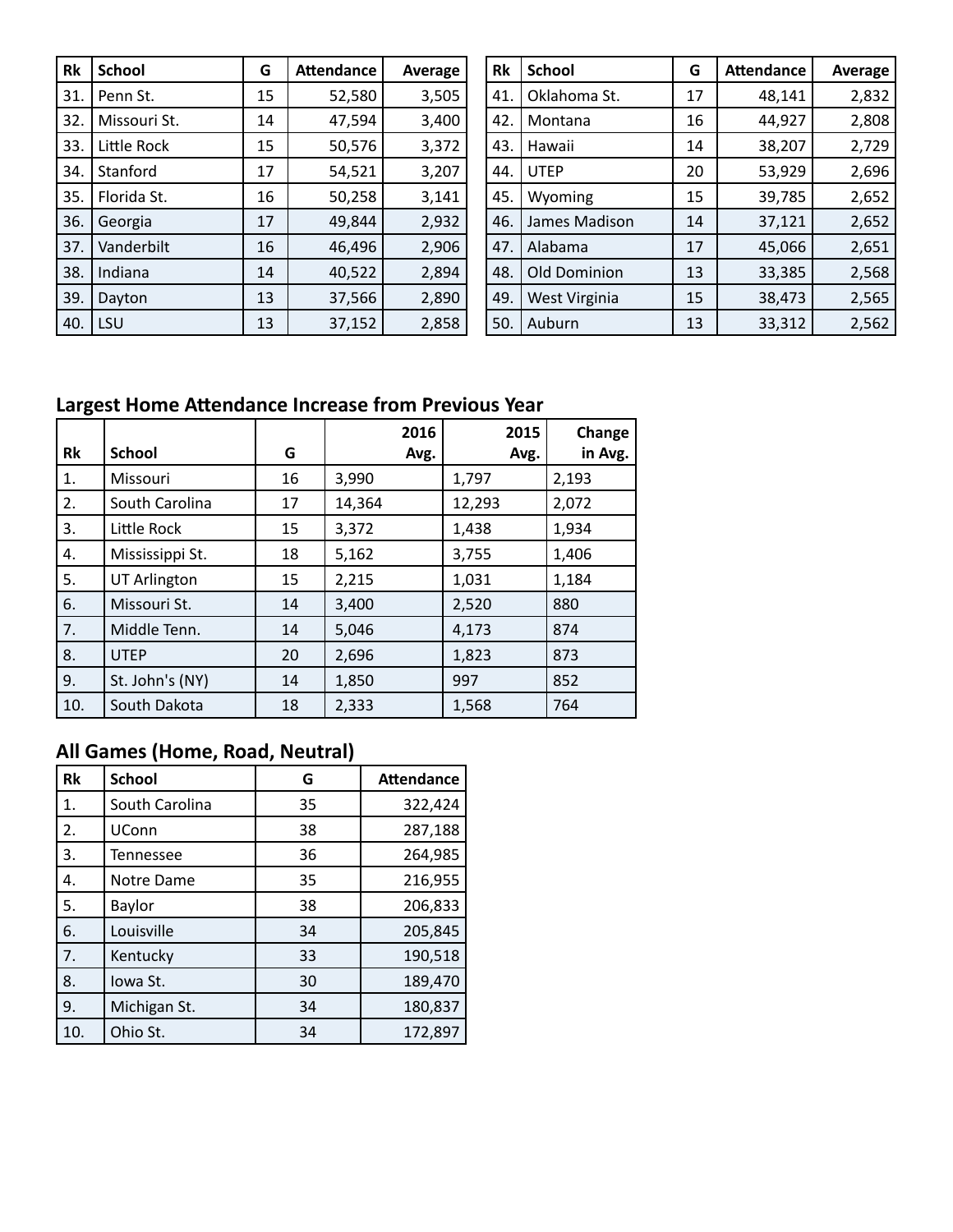| Rk | School | G | Attendance | Average |
|---|---|---|---|---|
| 31. | Penn St. | 15 | 52,580 | 3,505 |
| 32. | Missouri St. | 14 | 47,594 | 3,400 |
| 33. | Little Rock | 15 | 50,576 | 3,372 |
| 34. | Stanford | 17 | 54,521 | 3,207 |
| 35. | Florida St. | 16 | 50,258 | 3,141 |
| 36. | Georgia | 17 | 49,844 | 2,932 |
| 37. | Vanderbilt | 16 | 46,496 | 2,906 |
| 38. | Indiana | 14 | 40,522 | 2,894 |
| 39. | Dayton | 13 | 37,566 | 2,890 |
| 40. | LSU | 13 | 37,152 | 2,858 |
| 41. | Oklahoma St. | 17 | 48,141 | 2,832 |
| 42. | Montana | 16 | 44,927 | 2,808 |
| 43. | Hawaii | 14 | 38,207 | 2,729 |
| 44. | UTEP | 20 | 53,929 | 2,696 |
| 45. | Wyoming | 15 | 39,785 | 2,652 |
| 46. | James Madison | 14 | 37,121 | 2,652 |
| 47. | Alabama | 17 | 45,066 | 2,651 |
| 48. | Old Dominion | 13 | 33,385 | 2,568 |
| 49. | West Virginia | 15 | 38,473 | 2,565 |
| 50. | Auburn | 13 | 33,312 | 2,562 |

## Largest Home Attendance Increase from Previous Year

| Rk | School | G | 2016 Avg. | 2015 Avg. | Change in Avg. |
|---|---|---|---|---|---|
| 1. | Missouri | 16 | 3,990 | 1,797 | 2,193 |
| 2. | South Carolina | 17 | 14,364 | 12,293 | 2,072 |
| 3. | Little Rock | 15 | 3,372 | 1,438 | 1,934 |
| 4. | Mississippi St. | 18 | 5,162 | 3,755 | 1,406 |
| 5. | UT Arlington | 15 | 2,215 | 1,031 | 1,184 |
| 6. | Missouri St. | 14 | 3,400 | 2,520 | 880 |
| 7. | Middle Tenn. | 14 | 5,046 | 4,173 | 874 |
| 8. | UTEP | 20 | 2,696 | 1,823 | 873 |
| 9. | St. John's (NY) | 14 | 1,850 | 997 | 852 |
| 10. | South Dakota | 18 | 2,333 | 1,568 | 764 |

## All Games (Home, Road, Neutral)

| Rk | School | G | Attendance |
|---|---|---|---|
| 1. | South Carolina | 35 | 322,424 |
| 2. | UConn | 38 | 287,188 |
| 3. | Tennessee | 36 | 264,985 |
| 4. | Notre Dame | 35 | 216,955 |
| 5. | Baylor | 38 | 206,833 |
| 6. | Louisville | 34 | 205,845 |
| 7. | Kentucky | 33 | 190,518 |
| 8. | Iowa St. | 30 | 189,470 |
| 9. | Michigan St. | 34 | 180,837 |
| 10. | Ohio St. | 34 | 172,897 |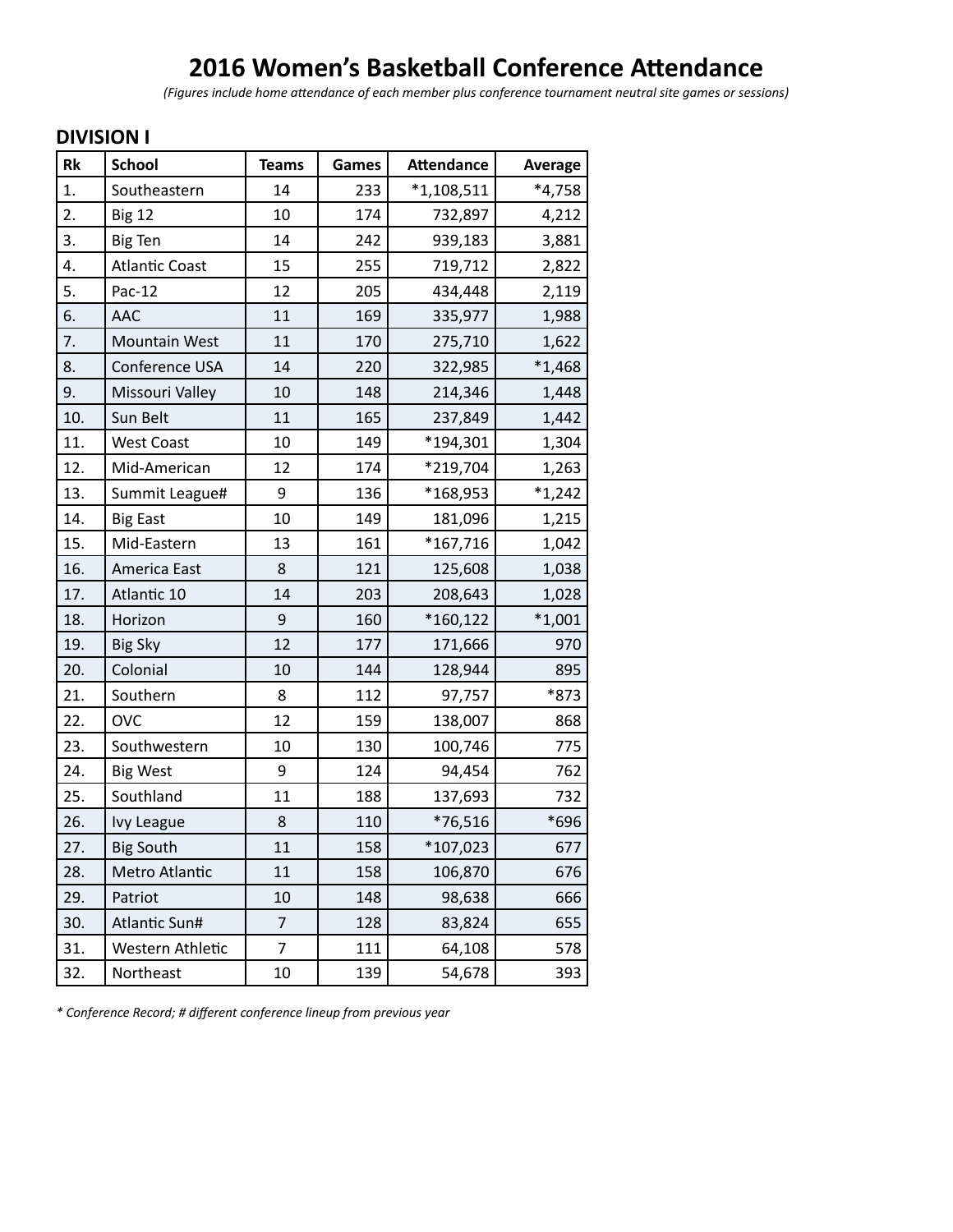# 2016 Women's Basketball Conference Attendance

*(Figures include home attendance of each member plus conference tournament neutral site games or sessions)*

## DIVISION I

| Rk | School | Teams | Games | Attendance | Average |
|---|---|---|---|---|---|
| 1. | Southeastern | 14 | 233 | *1,108,511 | *4,758 |
| 2. | Big 12 | 10 | 174 | 732,897 | 4,212 |
| 3. | Big Ten | 14 | 242 | 939,183 | 3,881 |
| 4. | Atlantic Coast | 15 | 255 | 719,712 | 2,822 |
| 5. | Pac-12 | 12 | 205 | 434,448 | 2,119 |
| 6. | AAC | 11 | 169 | 335,977 | 1,988 |
| 7. | Mountain West | 11 | 170 | 275,710 | 1,622 |
| 8. | Conference USA | 14 | 220 | 322,985 | *1,468 |
| 9. | Missouri Valley | 10 | 148 | 214,346 | 1,448 |
| 10. | Sun Belt | 11 | 165 | 237,849 | 1,442 |
| 11. | West Coast | 10 | 149 | *194,301 | 1,304 |
| 12. | Mid-American | 12 | 174 | *219,704 | 1,263 |
| 13. | Summit League# | 9 | 136 | *168,953 | *1,242 |
| 14. | Big East | 10 | 149 | 181,096 | 1,215 |
| 15. | Mid-Eastern | 13 | 161 | *167,716 | 1,042 |
| 16. | America East | 8 | 121 | 125,608 | 1,038 |
| 17. | Atlantic 10 | 14 | 203 | 208,643 | 1,028 |
| 18. | Horizon | 9 | 160 | *160,122 | *1,001 |
| 19. | Big Sky | 12 | 177 | 171,666 | 970 |
| 20. | Colonial | 10 | 144 | 128,944 | 895 |
| 21. | Southern | 8 | 112 | 97,757 | *873 |
| 22. | OVC | 12 | 159 | 138,007 | 868 |
| 23. | Southwestern | 10 | 130 | 100,746 | 775 |
| 24. | Big West | 9 | 124 | 94,454 | 762 |
| 25. | Southland | 11 | 188 | 137,693 | 732 |
| 26. | Ivy League | 8 | 110 | *76,516 | *696 |
| 27. | Big South | 11 | 158 | *107,023 | 677 |
| 28. | Metro Atlantic | 11 | 158 | 106,870 | 676 |
| 29. | Patriot | 10 | 148 | 98,638 | 666 |
| 30. | Atlantic Sun# | 7 | 128 | 83,824 | 655 |
| 31. | Western Athletic | 7 | 111 | 64,108 | 578 |
| 32. | Northeast | 10 | 139 | 54,678 | 393 |

*\* Conference Record; # different conference lineup from previous year*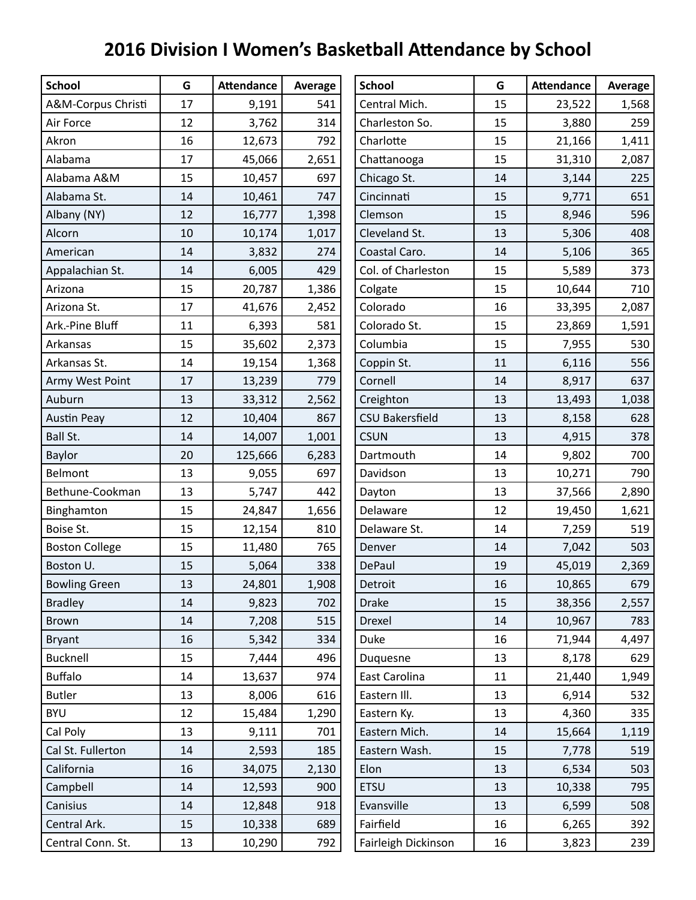# 2016 Division I Women's Basketball Attendance by School

| School | G | Attendance | Average |
|---|---|---|---|
| A&M-Corpus Christi | 17 | 9,191 | 541 |
| Air Force | 12 | 3,762 | 314 |
| Akron | 16 | 12,673 | 792 |
| Alabama | 17 | 45,066 | 2,651 |
| Alabama A&M | 15 | 10,457 | 697 |
| Alabama St. | 14 | 10,461 | 747 |
| Albany (NY) | 12 | 16,777 | 1,398 |
| Alcorn | 10 | 10,174 | 1,017 |
| American | 14 | 3,832 | 274 |
| Appalachian St. | 14 | 6,005 | 429 |
| Arizona | 15 | 20,787 | 1,386 |
| Arizona St. | 17 | 41,676 | 2,452 |
| Ark.-Pine Bluff | 11 | 6,393 | 581 |
| Arkansas | 15 | 35,602 | 2,373 |
| Arkansas St. | 14 | 19,154 | 1,368 |
| Army West Point | 17 | 13,239 | 779 |
| Auburn | 13 | 33,312 | 2,562 |
| Austin Peay | 12 | 10,404 | 867 |
| Ball St. | 14 | 14,007 | 1,001 |
| Baylor | 20 | 125,666 | 6,283 |
| Belmont | 13 | 9,055 | 697 |
| Bethune-Cookman | 13 | 5,747 | 442 |
| Binghamton | 15 | 24,847 | 1,656 |
| Boise St. | 15 | 12,154 | 810 |
| Boston College | 15 | 11,480 | 765 |
| Boston U. | 15 | 5,064 | 338 |
| Bowling Green | 13 | 24,801 | 1,908 |
| Bradley | 14 | 9,823 | 702 |
| Brown | 14 | 7,208 | 515 |
| Bryant | 16 | 5,342 | 334 |
| Bucknell | 15 | 7,444 | 496 |
| Buffalo | 14 | 13,637 | 974 |
| Butler | 13 | 8,006 | 616 |
| BYU | 12 | 15,484 | 1,290 |
| Cal Poly | 13 | 9,111 | 701 |
| Cal St. Fullerton | 14 | 2,593 | 185 |
| California | 16 | 34,075 | 2,130 |
| Campbell | 14 | 12,593 | 900 |
| Canisius | 14 | 12,848 | 918 |
| Central Ark. | 15 | 10,338 | 689 |
| Central Conn. St. | 13 | 10,290 | 792 |
| Central Mich. | 15 | 23,522 | 1,568 |
| Charleston So. | 15 | 3,880 | 259 |
| Charlotte | 15 | 21,166 | 1,411 |
| Chattanooga | 15 | 31,310 | 2,087 |
| Chicago St. | 14 | 3,144 | 225 |
| Cincinnati | 15 | 9,771 | 651 |
| Clemson | 15 | 8,946 | 596 |
| Cleveland St. | 13 | 5,306 | 408 |
| Coastal Caro. | 14 | 5,106 | 365 |
| Col. of Charleston | 15 | 5,589 | 373 |
| Colgate | 15 | 10,644 | 710 |
| Colorado | 16 | 33,395 | 2,087 |
| Colorado St. | 15 | 23,869 | 1,591 |
| Columbia | 15 | 7,955 | 530 |
| Coppin St. | 11 | 6,116 | 556 |
| Cornell | 14 | 8,917 | 637 |
| Creighton | 13 | 13,493 | 1,038 |
| CSU Bakersfield | 13 | 8,158 | 628 |
| CSUN | 13 | 4,915 | 378 |
| Dartmouth | 14 | 9,802 | 700 |
| Davidson | 13 | 10,271 | 790 |
| Dayton | 13 | 37,566 | 2,890 |
| Delaware | 12 | 19,450 | 1,621 |
| Delaware St. | 14 | 7,259 | 519 |
| Denver | 14 | 7,042 | 503 |
| DePaul | 19 | 45,019 | 2,369 |
| Detroit | 16 | 10,865 | 679 |
| Drake | 15 | 38,356 | 2,557 |
| Drexel | 14 | 10,967 | 783 |
| Duke | 16 | 71,944 | 4,497 |
| Duquesne | 13 | 8,178 | 629 |
| East Carolina | 11 | 21,440 | 1,949 |
| Eastern Ill. | 13 | 6,914 | 532 |
| Eastern Ky. | 13 | 4,360 | 335 |
| Eastern Mich. | 14 | 15,664 | 1,119 |
| Eastern Wash. | 15 | 7,778 | 519 |
| Elon | 13 | 6,534 | 503 |
| ETSU | 13 | 10,338 | 795 |
| Evansville | 13 | 6,599 | 508 |
| Fairfield | 16 | 6,265 | 392 |
| Fairleigh Dickinson | 16 | 3,823 | 239 |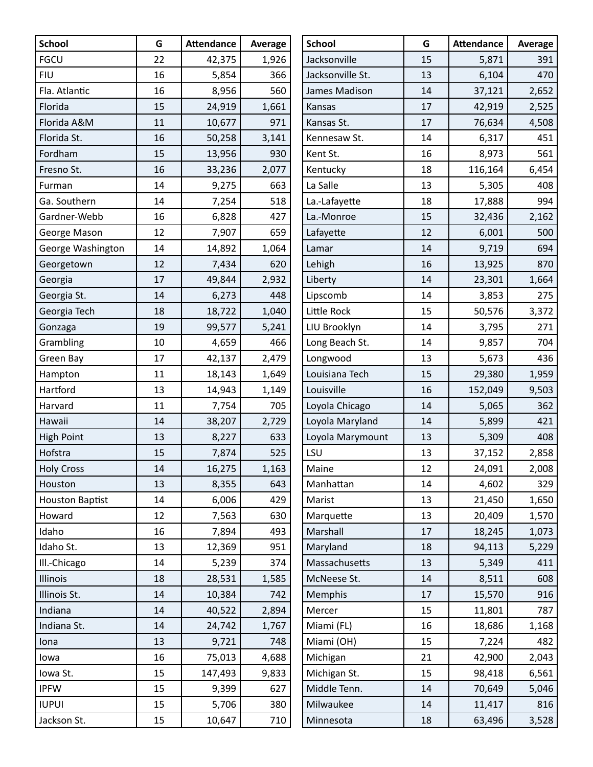| School | G | Attendance | Average |
|---|---|---|---|
| FGCU | 22 | 42,375 | 1,926 |
| FIU | 16 | 5,854 | 366 |
| Fla. Atlantic | 16 | 8,956 | 560 |
| Florida | 15 | 24,919 | 1,661 |
| Florida A&M | 11 | 10,677 | 971 |
| Florida St. | 16 | 50,258 | 3,141 |
| Fordham | 15 | 13,956 | 930 |
| Fresno St. | 16 | 33,236 | 2,077 |
| Furman | 14 | 9,275 | 663 |
| Ga. Southern | 14 | 7,254 | 518 |
| Gardner-Webb | 16 | 6,828 | 427 |
| George Mason | 12 | 7,907 | 659 |
| George Washington | 14 | 14,892 | 1,064 |
| Georgetown | 12 | 7,434 | 620 |
| Georgia | 17 | 49,844 | 2,932 |
| Georgia St. | 14 | 6,273 | 448 |
| Georgia Tech | 18 | 18,722 | 1,040 |
| Gonzaga | 19 | 99,577 | 5,241 |
| Grambling | 10 | 4,659 | 466 |
| Green Bay | 17 | 42,137 | 2,479 |
| Hampton | 11 | 18,143 | 1,649 |
| Hartford | 13 | 14,943 | 1,149 |
| Harvard | 11 | 7,754 | 705 |
| Hawaii | 14 | 38,207 | 2,729 |
| High Point | 13 | 8,227 | 633 |
| Hofstra | 15 | 7,874 | 525 |
| Holy Cross | 14 | 16,275 | 1,163 |
| Houston | 13 | 8,355 | 643 |
| Houston Baptist | 14 | 6,006 | 429 |
| Howard | 12 | 7,563 | 630 |
| Idaho | 16 | 7,894 | 493 |
| Idaho St. | 13 | 12,369 | 951 |
| Ill.-Chicago | 14 | 5,239 | 374 |
| Illinois | 18 | 28,531 | 1,585 |
| Illinois St. | 14 | 10,384 | 742 |
| Indiana | 14 | 40,522 | 2,894 |
| Indiana St. | 14 | 24,742 | 1,767 |
| Iona | 13 | 9,721 | 748 |
| Iowa | 16 | 75,013 | 4,688 |
| Iowa St. | 15 | 147,493 | 9,833 |
| IPFW | 15 | 9,399 | 627 |
| IUPUI | 15 | 5,706 | 380 |
| Jackson St. | 15 | 10,647 | 710 |
| Jacksonville | 15 | 5,871 | 391 |
| Jacksonville St. | 13 | 6,104 | 470 |
| James Madison | 14 | 37,121 | 2,652 |
| Kansas | 17 | 42,919 | 2,525 |
| Kansas St. | 17 | 76,634 | 4,508 |
| Kennesaw St. | 14 | 6,317 | 451 |
| Kent St. | 16 | 8,973 | 561 |
| Kentucky | 18 | 116,164 | 6,454 |
| La Salle | 13 | 5,305 | 408 |
| La.-Lafayette | 18 | 17,888 | 994 |
| La.-Monroe | 15 | 32,436 | 2,162 |
| Lafayette | 12 | 6,001 | 500 |
| Lamar | 14 | 9,719 | 694 |
| Lehigh | 16 | 13,925 | 870 |
| Liberty | 14 | 23,301 | 1,664 |
| Lipscomb | 14 | 3,853 | 275 |
| Little Rock | 15 | 50,576 | 3,372 |
| LIU Brooklyn | 14 | 3,795 | 271 |
| Long Beach St. | 14 | 9,857 | 704 |
| Longwood | 13 | 5,673 | 436 |
| Louisiana Tech | 15 | 29,380 | 1,959 |
| Louisville | 16 | 152,049 | 9,503 |
| Loyola Chicago | 14 | 5,065 | 362 |
| Loyola Maryland | 14 | 5,899 | 421 |
| Loyola Marymount | 13 | 5,309 | 408 |
| LSU | 13 | 37,152 | 2,858 |
| Maine | 12 | 24,091 | 2,008 |
| Manhattan | 14 | 4,602 | 329 |
| Marist | 13 | 21,450 | 1,650 |
| Marquette | 13 | 20,409 | 1,570 |
| Marshall | 17 | 18,245 | 1,073 |
| Maryland | 18 | 94,113 | 5,229 |
| Massachusetts | 13 | 5,349 | 411 |
| McNeese St. | 14 | 8,511 | 608 |
| Memphis | 17 | 15,570 | 916 |
| Mercer | 15 | 11,801 | 787 |
| Miami (FL) | 16 | 18,686 | 1,168 |
| Miami (OH) | 15 | 7,224 | 482 |
| Michigan | 21 | 42,900 | 2,043 |
| Michigan St. | 15 | 98,418 | 6,561 |
| Middle Tenn. | 14 | 70,649 | 5,046 |
| Milwaukee | 14 | 11,417 | 816 |
| Minnesota | 18 | 63,496 | 3,528 |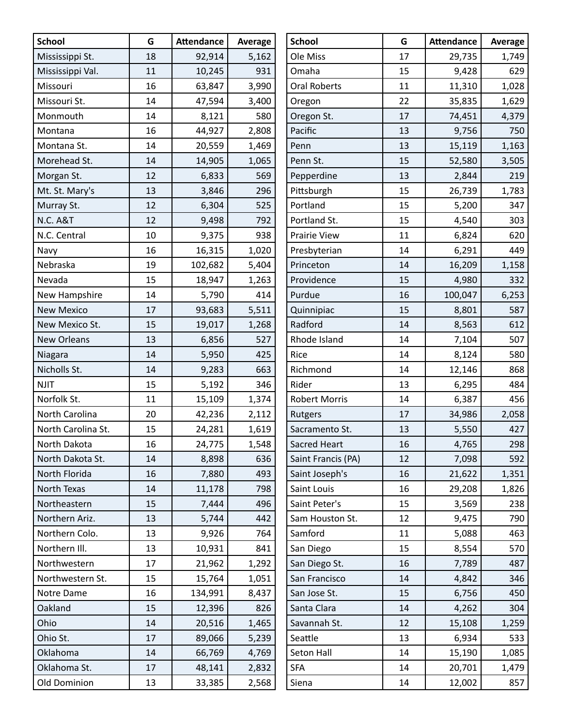| School | G | Attendance | Average |
|---|---|---|---|
| Mississippi St. | 18 | 92,914 | 5,162 |
| Mississippi Val. | 11 | 10,245 | 931 |
| Missouri | 16 | 63,847 | 3,990 |
| Missouri St. | 14 | 47,594 | 3,400 |
| Monmouth | 14 | 8,121 | 580 |
| Montana | 16 | 44,927 | 2,808 |
| Montana St. | 14 | 20,559 | 1,469 |
| Morehead St. | 14 | 14,905 | 1,065 |
| Morgan St. | 12 | 6,833 | 569 |
| Mt. St. Mary's | 13 | 3,846 | 296 |
| Murray St. | 12 | 6,304 | 525 |
| N.C. A&T | 12 | 9,498 | 792 |
| N.C. Central | 10 | 9,375 | 938 |
| Navy | 16 | 16,315 | 1,020 |
| Nebraska | 19 | 102,682 | 5,404 |
| Nevada | 15 | 18,947 | 1,263 |
| New Hampshire | 14 | 5,790 | 414 |
| New Mexico | 17 | 93,683 | 5,511 |
| New Mexico St. | 15 | 19,017 | 1,268 |
| New Orleans | 13 | 6,856 | 527 |
| Niagara | 14 | 5,950 | 425 |
| Nicholls St. | 14 | 9,283 | 663 |
| NJIT | 15 | 5,192 | 346 |
| Norfolk St. | 11 | 15,109 | 1,374 |
| North Carolina | 20 | 42,236 | 2,112 |
| North Carolina St. | 15 | 24,281 | 1,619 |
| North Dakota | 16 | 24,775 | 1,548 |
| North Dakota St. | 14 | 8,898 | 636 |
| North Florida | 16 | 7,880 | 493 |
| North Texas | 14 | 11,178 | 798 |
| Northeastern | 15 | 7,444 | 496 |
| Northern Ariz. | 13 | 5,744 | 442 |
| Northern Colo. | 13 | 9,926 | 764 |
| Northern Ill. | 13 | 10,931 | 841 |
| Northwestern | 17 | 21,962 | 1,292 |
| Northwestern St. | 15 | 15,764 | 1,051 |
| Notre Dame | 16 | 134,991 | 8,437 |
| Oakland | 15 | 12,396 | 826 |
| Ohio | 14 | 20,516 | 1,465 |
| Ohio St. | 17 | 89,066 | 5,239 |
| Oklahoma | 14 | 66,769 | 4,769 |
| Oklahoma St. | 17 | 48,141 | 2,832 |
| Old Dominion | 13 | 33,385 | 2,568 |

| School | G | Attendance | Average |
|---|---|---|---|
| Ole Miss | 17 | 29,735 | 1,749 |
| Omaha | 15 | 9,428 | 629 |
| Oral Roberts | 11 | 11,310 | 1,028 |
| Oregon | 22 | 35,835 | 1,629 |
| Oregon St. | 17 | 74,451 | 4,379 |
| Pacific | 13 | 9,756 | 750 |
| Penn | 13 | 15,119 | 1,163 |
| Penn St. | 15 | 52,580 | 3,505 |
| Pepperdine | 13 | 2,844 | 219 |
| Pittsburgh | 15 | 26,739 | 1,783 |
| Portland | 15 | 5,200 | 347 |
| Portland St. | 15 | 4,540 | 303 |
| Prairie View | 11 | 6,824 | 620 |
| Presbyterian | 14 | 6,291 | 449 |
| Princeton | 14 | 16,209 | 1,158 |
| Providence | 15 | 4,980 | 332 |
| Purdue | 16 | 100,047 | 6,253 |
| Quinnipiac | 15 | 8,801 | 587 |
| Radford | 14 | 8,563 | 612 |
| Rhode Island | 14 | 7,104 | 507 |
| Rice | 14 | 8,124 | 580 |
| Richmond | 14 | 12,146 | 868 |
| Rider | 13 | 6,295 | 484 |
| Robert Morris | 14 | 6,387 | 456 |
| Rutgers | 17 | 34,986 | 2,058 |
| Sacramento St. | 13 | 5,550 | 427 |
| Sacred Heart | 16 | 4,765 | 298 |
| Saint Francis (PA) | 12 | 7,098 | 592 |
| Saint Joseph's | 16 | 21,622 | 1,351 |
| Saint Louis | 16 | 29,208 | 1,826 |
| Saint Peter's | 15 | 3,569 | 238 |
| Sam Houston St. | 12 | 9,475 | 790 |
| Samford | 11 | 5,088 | 463 |
| San Diego | 15 | 8,554 | 570 |
| San Diego St. | 16 | 7,789 | 487 |
| San Francisco | 14 | 4,842 | 346 |
| San Jose St. | 15 | 6,756 | 450 |
| Santa Clara | 14 | 4,262 | 304 |
| Savannah St. | 12 | 15,108 | 1,259 |
| Seattle | 13 | 6,934 | 533 |
| Seton Hall | 14 | 15,190 | 1,085 |
| SFA | 14 | 20,701 | 1,479 |
| Siena | 14 | 12,002 | 857 |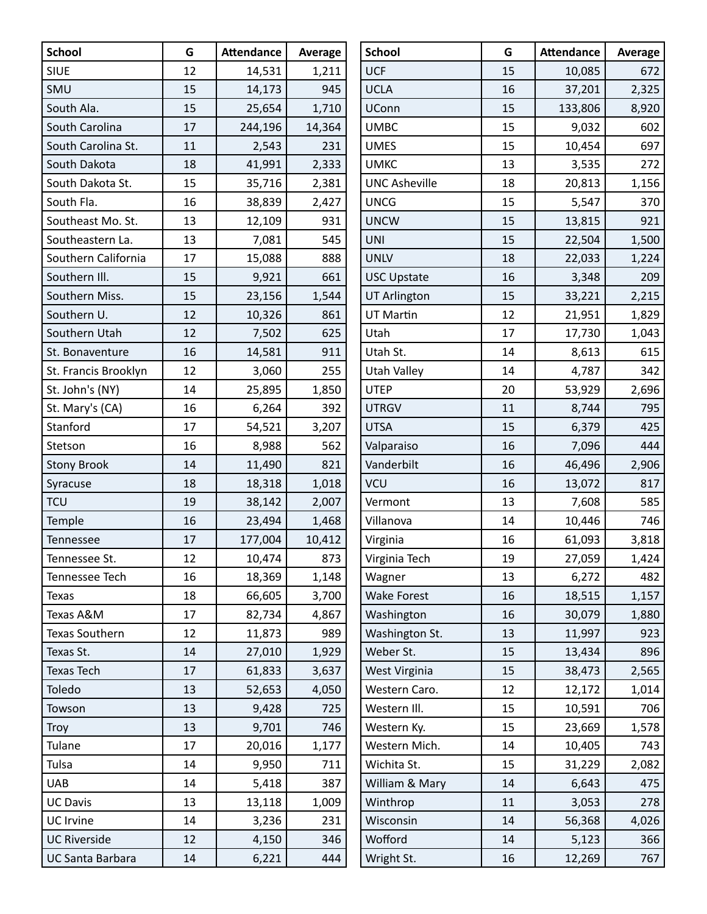| School | G | Attendance | Average |
|---|---|---|---|
| SIUE | 12 | 14,531 | 1,211 |
| SMU | 15 | 14,173 | 945 |
| South Ala. | 15 | 25,654 | 1,710 |
| South Carolina | 17 | 244,196 | 14,364 |
| South Carolina St. | 11 | 2,543 | 231 |
| South Dakota | 18 | 41,991 | 2,333 |
| South Dakota St. | 15 | 35,716 | 2,381 |
| South Fla. | 16 | 38,839 | 2,427 |
| Southeast Mo. St. | 13 | 12,109 | 931 |
| Southeastern La. | 13 | 7,081 | 545 |
| Southern California | 17 | 15,088 | 888 |
| Southern Ill. | 15 | 9,921 | 661 |
| Southern Miss. | 15 | 23,156 | 1,544 |
| Southern U. | 12 | 10,326 | 861 |
| Southern Utah | 12 | 7,502 | 625 |
| St. Bonaventure | 16 | 14,581 | 911 |
| St. Francis Brooklyn | 12 | 3,060 | 255 |
| St. John's (NY) | 14 | 25,895 | 1,850 |
| St. Mary's (CA) | 16 | 6,264 | 392 |
| Stanford | 17 | 54,521 | 3,207 |
| Stetson | 16 | 8,988 | 562 |
| Stony Brook | 14 | 11,490 | 821 |
| Syracuse | 18 | 18,318 | 1,018 |
| TCU | 19 | 38,142 | 2,007 |
| Temple | 16 | 23,494 | 1,468 |
| Tennessee | 17 | 177,004 | 10,412 |
| Tennessee St. | 12 | 10,474 | 873 |
| Tennessee Tech | 16 | 18,369 | 1,148 |
| Texas | 18 | 66,605 | 3,700 |
| Texas A&M | 17 | 82,734 | 4,867 |
| Texas Southern | 12 | 11,873 | 989 |
| Texas St. | 14 | 27,010 | 1,929 |
| Texas Tech | 17 | 61,833 | 3,637 |
| Toledo | 13 | 52,653 | 4,050 |
| Towson | 13 | 9,428 | 725 |
| Troy | 13 | 9,701 | 746 |
| Tulane | 17 | 20,016 | 1,177 |
| Tulsa | 14 | 9,950 | 711 |
| UAB | 14 | 5,418 | 387 |
| UC Davis | 13 | 13,118 | 1,009 |
| UC Irvine | 14 | 3,236 | 231 |
| UC Riverside | 12 | 4,150 | 346 |
| UC Santa Barbara | 14 | 6,221 | 444 |

| School | G | Attendance | Average |
|---|---|---|---|
| UCF | 15 | 10,085 | 672 |
| UCLA | 16 | 37,201 | 2,325 |
| UConn | 15 | 133,806 | 8,920 |
| UMBC | 15 | 9,032 | 602 |
| UMES | 15 | 10,454 | 697 |
| UMKC | 13 | 3,535 | 272 |
| UNC Asheville | 18 | 20,813 | 1,156 |
| UNCG | 15 | 5,547 | 370 |
| UNCW | 15 | 13,815 | 921 |
| UNI | 15 | 22,504 | 1,500 |
| UNLV | 18 | 22,033 | 1,224 |
| USC Upstate | 16 | 3,348 | 209 |
| UT Arlington | 15 | 33,221 | 2,215 |
| UT Martin | 12 | 21,951 | 1,829 |
| Utah | 17 | 17,730 | 1,043 |
| Utah St. | 14 | 8,613 | 615 |
| Utah Valley | 14 | 4,787 | 342 |
| UTEP | 20 | 53,929 | 2,696 |
| UTRGV | 11 | 8,744 | 795 |
| UTSA | 15 | 6,379 | 425 |
| Valparaiso | 16 | 7,096 | 444 |
| Vanderbilt | 16 | 46,496 | 2,906 |
| VCU | 16 | 13,072 | 817 |
| Vermont | 13 | 7,608 | 585 |
| Villanova | 14 | 10,446 | 746 |
| Virginia | 16 | 61,093 | 3,818 |
| Virginia Tech | 19 | 27,059 | 1,424 |
| Wagner | 13 | 6,272 | 482 |
| Wake Forest | 16 | 18,515 | 1,157 |
| Washington | 16 | 30,079 | 1,880 |
| Washington St. | 13 | 11,997 | 923 |
| Weber St. | 15 | 13,434 | 896 |
| West Virginia | 15 | 38,473 | 2,565 |
| Western Caro. | 12 | 12,172 | 1,014 |
| Western Ill. | 15 | 10,591 | 706 |
| Western Ky. | 15 | 23,669 | 1,578 |
| Western Mich. | 14 | 10,405 | 743 |
| Wichita St. | 15 | 31,229 | 2,082 |
| William & Mary | 14 | 6,643 | 475 |
| Winthrop | 11 | 3,053 | 278 |
| Wisconsin | 14 | 56,368 | 4,026 |
| Wofford | 14 | 5,123 | 366 |
| Wright St. | 16 | 12,269 | 767 |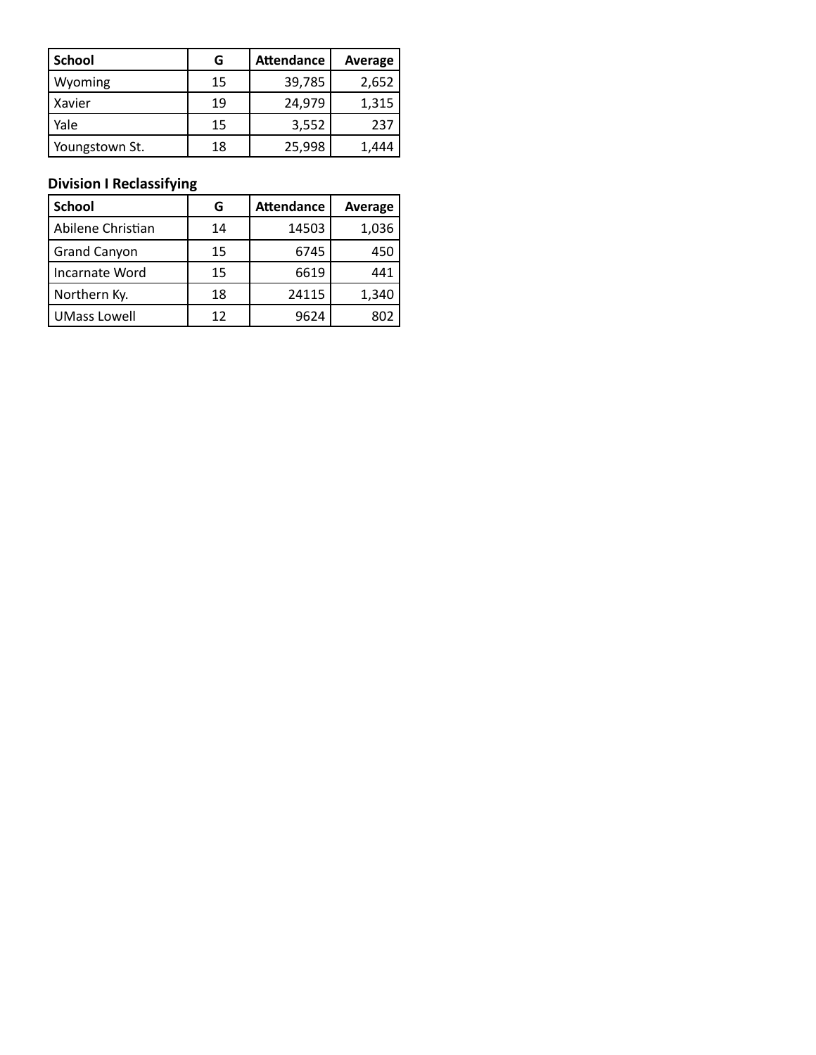| School | G | Attendance | Average |
|---|---|---|---|
| Wyoming | 15 | 39,785 | 2,652 |
| Xavier | 19 | 24,979 | 1,315 |
| Yale | 15 | 3,552 | 237 |
| Youngstown St. | 18 | 25,998 | 1,444 |

### Division I Reclassifying

| School | G | Attendance | Average |
|---|---|---|---|
| Abilene Christian | 14 | 14503 | 1,036 |
| Grand Canyon | 15 | 6745 | 450 |
| Incarnate Word | 15 | 6619 | 441 |
| Northern Ky. | 18 | 24115 | 1,340 |
| UMass Lowell | 12 | 9624 | 802 |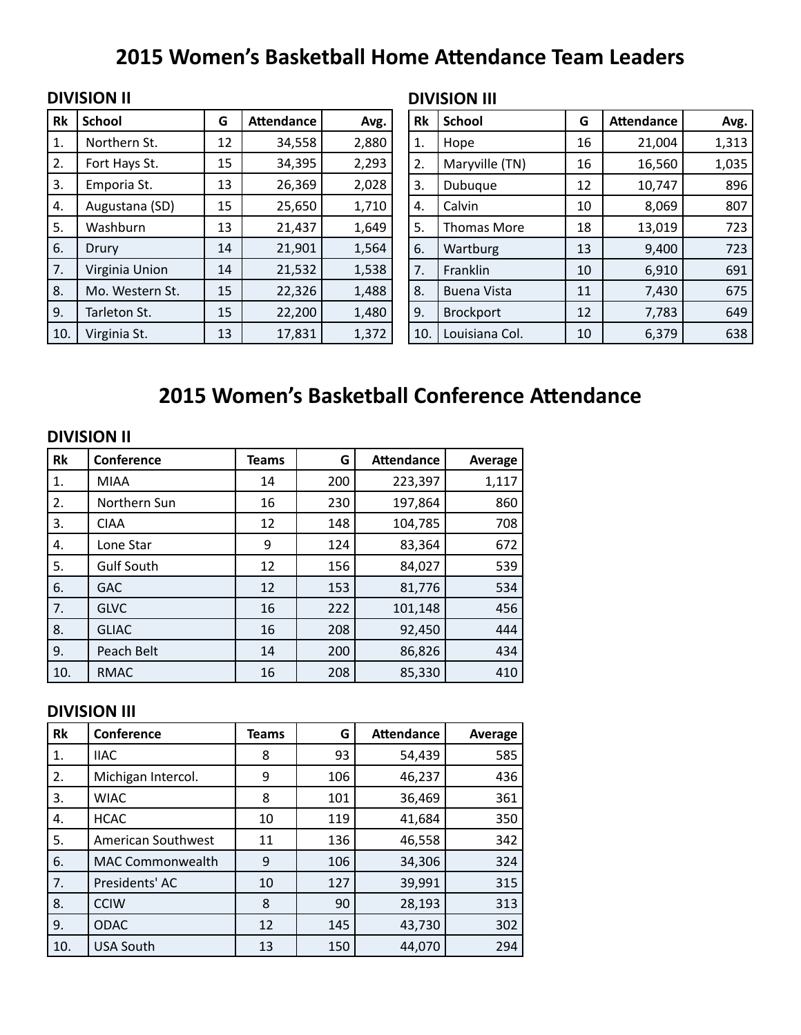# 2015 Women's Basketball Home Attendance Team Leaders

### DIVISION II

| Rk | School | G | Attendance | Avg. |
|---|---|---|---|---|
| 1. | Northern St. | 12 | 34,558 | 2,880 |
| 2. | Fort Hays St. | 15 | 34,395 | 2,293 |
| 3. | Emporia St. | 13 | 26,369 | 2,028 |
| 4. | Augustana (SD) | 15 | 25,650 | 1,710 |
| 5. | Washburn | 13 | 21,437 | 1,649 |
| 6. | Drury | 14 | 21,901 | 1,564 |
| 7. | Virginia Union | 14 | 21,532 | 1,538 |
| 8. | Mo. Western St. | 15 | 22,326 | 1,488 |
| 9. | Tarleton St. | 15 | 22,200 | 1,480 |
| 10. | Virginia St. | 13 | 17,831 | 1,372 |

### DIVISION III

| Rk | School | G | Attendance | Avg. |
|---|---|---|---|---|
| 1. | Hope | 16 | 21,004 | 1,313 |
| 2. | Maryville (TN) | 16 | 16,560 | 1,035 |
| 3. | Dubuque | 12 | 10,747 | 896 |
| 4. | Calvin | 10 | 8,069 | 807 |
| 5. | Thomas More | 18 | 13,019 | 723 |
| 6. | Wartburg | 13 | 9,400 | 723 |
| 7. | Franklin | 10 | 6,910 | 691 |
| 8. | Buena Vista | 11 | 7,430 | 675 |
| 9. | Brockport | 12 | 7,783 | 649 |
| 10. | Louisiana Col. | 10 | 6,379 | 638 |

# 2015 Women's Basketball Conference Attendance

### DIVISION II

| Rk | Conference | Teams | G | Attendance | Average |
|---|---|---|---|---|---|
| 1. | MIAA | 14 | 200 | 223,397 | 1,117 |
| 2. | Northern Sun | 16 | 230 | 197,864 | 860 |
| 3. | CIAA | 12 | 148 | 104,785 | 708 |
| 4. | Lone Star | 9 | 124 | 83,364 | 672 |
| 5. | Gulf South | 12 | 156 | 84,027 | 539 |
| 6. | GAC | 12 | 153 | 81,776 | 534 |
| 7. | GLVC | 16 | 222 | 101,148 | 456 |
| 8. | GLIAC | 16 | 208 | 92,450 | 444 |
| 9. | Peach Belt | 14 | 200 | 86,826 | 434 |
| 10. | RMAC | 16 | 208 | 85,330 | 410 |

### DIVISION III

| Rk | Conference | Teams | G | Attendance | Average |
|---|---|---|---|---|---|
| 1. | IIAC | 8 | 93 | 54,439 | 585 |
| 2. | Michigan Intercol. | 9 | 106 | 46,237 | 436 |
| 3. | WIAC | 8 | 101 | 36,469 | 361 |
| 4. | HCAC | 10 | 119 | 41,684 | 350 |
| 5. | American Southwest | 11 | 136 | 46,558 | 342 |
| 6. | MAC Commonwealth | 9 | 106 | 34,306 | 324 |
| 7. | Presidents' AC | 10 | 127 | 39,991 | 315 |
| 8. | CCIW | 8 | 90 | 28,193 | 313 |
| 9. | ODAC | 12 | 145 | 43,730 | 302 |
| 10. | USA South | 13 | 150 | 44,070 | 294 |